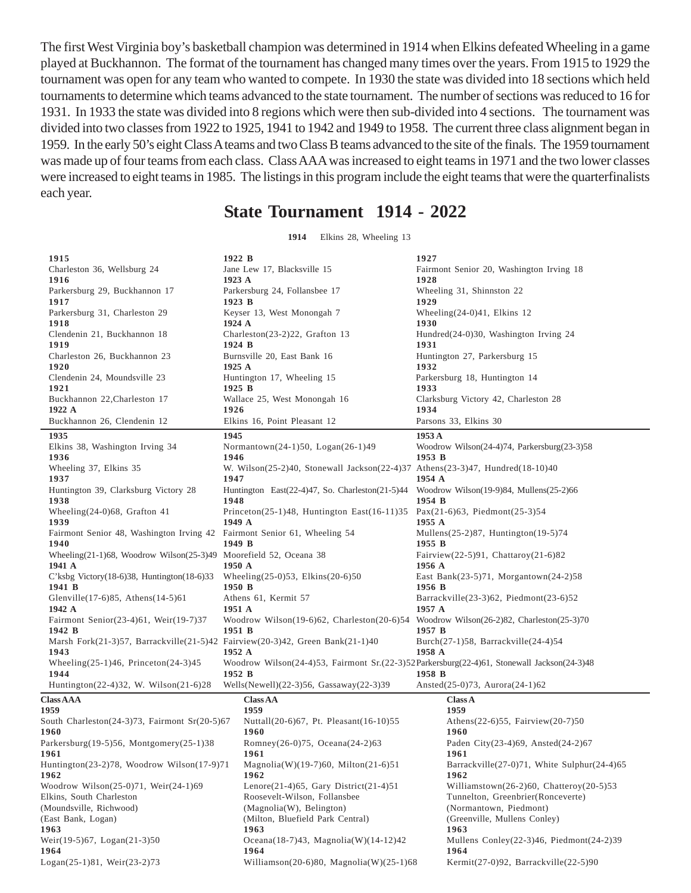The first West Virginia boy's basketball champion was determined in 1914 when Elkins defeated Wheeling in a game played at Buckhannon. The format of the tournament has changed many times over the years. From 1915 to 1929 the tournament was open for any team who wanted to compete. In 1930 the state was divided into 18 sections which held tournaments to determine which teams advanced to the state tournament. The number of sections was reduced to 16 for 1931. In 1933 the state was divided into 8 regions which were then sub-divided into 4 sections. The tournament was divided into two classes from 1922 to 1925, 1941 to 1942 and 1949 to 1958. The current three class alignment began in 1959. In the early 50's eight Class A teams and two Class B teams advanced to the site of the finals. The 1959 tournament was made up of four teams from each class. Class AAA was increased to eight teams in 1971 and the two lower classes were increased to eight teams in 1985. The listings in this program include the eight teams that were the quarterfinalists each year.

# State Tournament 1914 - 2022

**1914** Elkins 28, Wheeling 13

**1915**
Charleston 36, Wellsburg 24

**1916**
Parkersburg 29, Buckhannon 17

**1917**
Parkersburg 31, Charleston 29

**1918**
Clendenin 21, Buckhannon 18

**1919**
Charleston 26, Buckhannon 23

**1920**
Clendenin 24, Moundsville 23

**1921**
Buckhannon 22,Charleston 17

**1922 A**
Buckhannon 26, Clendenin 12

**1922 B**
Jane Lew 17, Blacksville 15

**1923 A**
Parkersburg 24, Follansbee 17

**1923 B**
Keyser 13, West Monongah 7

**1924 A**
Charleston(23-2)22, Grafton 13

**1924 B**
Burnsville 20, East Bank 16

**1925 A**
Huntington 17, Wheeling 15

**1925 B**
Wallace 25, West Monongah 16

**1926**
Elkins 16, Point Pleasant 12

**1927**
Fairmont Senior 20, Washington Irving 18

**1928**
Wheeling 31, Shinnston 22

**1929**
Wheeling(24-0)41, Elkins 12

**1930**
Hundred(24-0)30, Washington Irving 24

**1931**
Huntington 27, Parkersburg 15

**1932**
Parkersburg 18, Huntington 14

**1933**
Clarksburg Victory 42, Charleston 28

**1934**
Parsons 33, Elkins 30

---

**1935**
Elkins 38, Washington Irving 34

**1936**
Wheeling 37, Elkins 35

**1937**
Huntington 39, Clarksburg Victory 28

**1938**
Wheeling(24-0)68, Grafton 41

**1939**
Fairmont Senior 48, Washington Irving 42

**1940**
Wheeling(21-1)68, Woodrow Wilson(25-3)49

**1941 A**
C'ksbg Victory(18-6)38, Huntington(18-6)33

**1941 B**
Glenville(17-6)85, Athens(14-5)61

**1942 A**
Fairmont Senior(23-4)61, Weir(19-7)37

**1942 B**
Marsh Fork(21-3)57, Barrackville(21-5)42

**1943**
Wheeling(25-1)46, Princeton(24-3)45

**1944**
Huntington(22-4)32, W. Wilson(21-6)28

**1945**
Normantown(24-1)50, Logan(26-1)49

**1946**
W. Wilson(25-2)40, Stonewall Jackson(22-4)37

**1947**
Huntington East(22-4)47, So. Charleston(21-5)44

**1948**
Princeton(25-1)48, Huntington East(16-11)35

**1949 A**
Fairmont Senior 61, Wheeling 54

**1949 B**
Moorefield 52, Oceana 38

**1950 A**
Wheeling(25-0)53, Elkins(20-6)50

**1950 B**
Athens 61, Kermit 57

**1951 A**
Woodrow Wilson(19-6)62, Charleston(20-6)54

**1951 B**
Fairview(20-3)42, Green Bank(21-1)40

**1952 A**
Woodrow Wilson(24-4)53, Fairmont Sr.(22-3)52

**1952 B**
Wells(Newell)(22-3)56, Gassaway(22-3)39

**1953 A**
Woodrow Wilson(24-4)74, Parkersburg(23-3)58

**1953 B**
Athens(23-3)47, Hundred(18-10)40

**1954 A**
Woodrow Wilson(19-9)84, Mullens(25-2)66

**1954 B**
Pax(21-6)63, Piedmont(25-3)54

**1955 A**
Mullens(25-2)87, Huntington(19-5)74

**1955 B**
Fairview(22-5)91, Chattaroy(21-6)82

**1956 A**
East Bank(23-5)71, Morgantown(24-2)58

**1956 B**
Barrackville(23-3)62, Piedmont(23-6)52

**1957 A**
Woodrow Wilson(26-2)82, Charleston(25-3)70

**1957 B**
Burch(27-1)58, Barrackville(24-4)54

**1958 A**
Parkersburg(22-4)61, Stonewall Jackson(24-3)48

**1958 B**
Ansted(25-0)73, Aurora(24-1)62

---

**Class AAA**

**1959**
South Charleston(24-3)73, Fairmont Sr(20-5)67

**1960**
Parkersburg(19-5)56, Montgomery(25-1)38

**1961**
Huntington(23-2)78, Woodrow Wilson(17-9)71

**1962**
Woodrow Wilson(25-0)71, Weir(24-1)69
Elkins, South Charleston
(Moundsville, Richwood)
(East Bank, Logan)

**1963**
Weir(19-5)67, Logan(21-3)50

**1964**
Logan(25-1)81, Weir(23-2)73

**Class AA**

**1959**
Nuttall(20-6)67, Pt. Pleasant(16-10)55

**1960**
Romney(26-0)75, Oceana(24-2)63

**1961**
Magnolia(W)(19-7)60, Milton(21-6)51

**1962**
Lenore(21-4)65, Gary District(21-4)51
Roosevelt-Wilson, Follansbee
(Magnolia(W), Belington)
(Milton, Bluefield Park Central)

**1963**
Oceana(18-7)43, Magnolia(W)(14-12)42

**1964**
Williamson(20-6)80, Magnolia(W)(25-1)68

**Class A**

**1959**
Athens(22-6)55, Fairview(20-7)50

**1960**
Paden City(23-4)69, Ansted(24-2)67

**1961**
Barrackville(27-0)71, White Sulphur(24-4)65

**1962**
Williamstown(26-2)60, Chatteroy(20-5)53
Tunnelton, Greenbrier(Ronceverte)
(Normantown, Piedmont)
(Greenville, Mullens Conley)

**1963**
Mullens Conley(22-3)46, Piedmont(24-2)39

**1964**
Kermit(27-0)92, Barrackville(22-5)90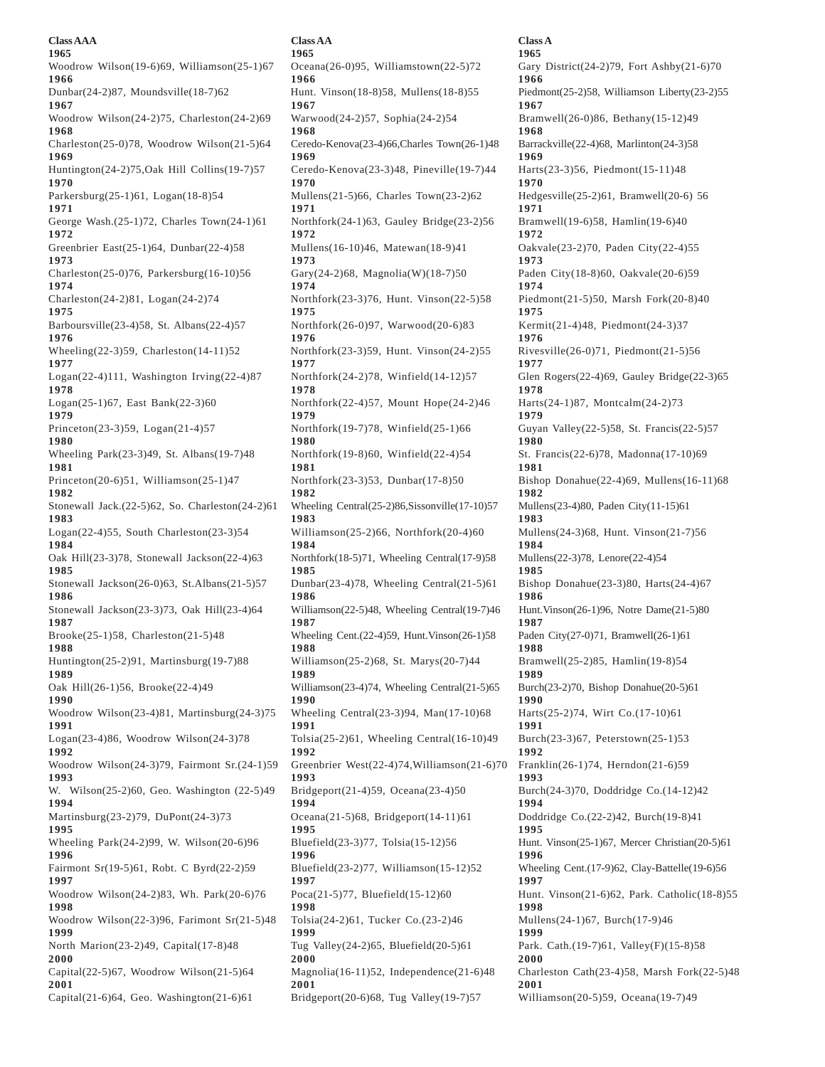**Class AAA**

**1965**
Woodrow Wilson(19-6)69, Williamson(25-1)67
**1966**
Dunbar(24-2)87, Moundsville(18-7)62
**1967**
Woodrow Wilson(24-2)75, Charleston(24-2)69
**1968**
Charleston(25-0)78, Woodrow Wilson(21-5)64
**1969**
Huntington(24-2)75,Oak Hill Collins(19-7)57
**1970**
Parkersburg(25-1)61, Logan(18-8)54
**1971**
George Wash.(25-1)72, Charles Town(24-1)61
**1972**
Greenbrier East(25-1)64, Dunbar(22-4)58
**1973**
Charleston(25-0)76, Parkersburg(16-10)56
**1974**
Charleston(24-2)81, Logan(24-2)74
**1975**
Barboursville(23-4)58, St. Albans(22-4)57
**1976**
Wheeling(22-3)59, Charleston(14-11)52
**1977**
Logan(22-4)111, Washington Irving(22-4)87
**1978**
Logan(25-1)67, East Bank(22-3)60
**1979**
Princeton(23-3)59, Logan(21-4)57
**1980**
Wheeling Park(23-3)49, St. Albans(19-7)48
**1981**
Princeton(20-6)51, Williamson(25-1)47
**1982**
Stonewall Jack.(22-5)62, So. Charleston(24-2)61
**1983**
Logan(22-4)55, South Charleston(23-3)54
**1984**
Oak Hill(23-3)78, Stonewall Jackson(22-4)63
**1985**
Stonewall Jackson(26-0)63, St.Albans(21-5)57
**1986**
Stonewall Jackson(23-3)73, Oak Hill(23-4)64
**1987**
Brooke(25-1)58, Charleston(21-5)48
**1988**
Huntington(25-2)91, Martinsburg(19-7)88
**1989**
Oak Hill(26-1)56, Brooke(22-4)49
**1990**
Woodrow Wilson(23-4)81, Martinsburg(24-3)75
**1991**
Logan(23-4)86, Woodrow Wilson(24-3)78
**1992**
Woodrow Wilson(24-3)79, Fairmont Sr.(24-1)59
**1993**
W. Wilson(25-2)60, Geo. Washington (22-5)49
**1994**
Martinsburg(23-2)79, DuPont(24-3)73
**1995**
Wheeling Park(24-2)99, W. Wilson(20-6)96
**1996**
Fairmont Sr(19-5)61, Robt. C Byrd(22-2)59
**1997**
Woodrow Wilson(24-2)83, Wh. Park(20-6)76
**1998**
Woodrow Wilson(22-3)96, Farimont Sr(21-5)48
**1999**
North Marion(23-2)49, Capital(17-8)48
**2000**
Capital(22-5)67, Woodrow Wilson(21-5)64
**2001**
Capital(21-6)64, Geo. Washington(21-6)61

**Class AA**

**1965**
Oceana(26-0)95, Williamstown(22-5)72
**1966**
Hunt. Vinson(18-8)58, Mullens(18-8)55
**1967**
Warwood(24-2)57, Sophia(24-2)54
**1968**
Ceredo-Kenova(23-4)66,Charles Town(26-1)48
**1969**
Ceredo-Kenova(23-3)48, Pineville(19-7)44
**1970**
Mullens(21-5)66, Charles Town(23-2)62
**1971**
Northfork(24-1)63, Gauley Bridge(23-2)56
**1972**
Mullens(16-10)46, Matewan(18-9)41
**1973**
Gary(24-2)68, Magnolia(W)(18-7)50
**1974**
Northfork(23-3)76, Hunt. Vinson(22-5)58
**1975**
Northfork(26-0)97, Warwood(20-6)83
**1976**
Northfork(23-3)59, Hunt. Vinson(24-2)55
**1977**
Northfork(24-2)78, Winfield(14-12)57
**1978**
Northfork(22-4)57, Mount Hope(24-2)46
**1979**
Northfork(19-7)78, Winfield(25-1)66
**1980**
Northfork(19-8)60, Winfield(22-4)54
**1981**
Northfork(23-3)53, Dunbar(17-8)50
**1982**
Wheeling Central(25-2)86,Sissonville(17-10)57
**1983**
Williamson(25-2)66, Northfork(20-4)60
**1984**
Northfork(18-5)71, Wheeling Central(17-9)58
**1985**
Dunbar(23-4)78, Wheeling Central(21-5)61
**1986**
Williamson(22-5)48, Wheeling Central(19-7)46
**1987**
Wheeling Cent.(22-4)59, Hunt.Vinson(26-1)58
**1988**
Williamson(25-2)68, St. Marys(20-7)44
**1989**
Williamson(23-4)74, Wheeling Central(21-5)65
**1990**
Wheeling Central(23-3)94, Man(17-10)68
**1991**
Tolsia(25-2)61, Wheeling Central(16-10)49
**1992**
Greenbrier West(22-4)74,Williamson(21-6)70
**1993**
Bridgeport(21-4)59, Oceana(23-4)50
**1994**
Oceana(21-5)68, Bridgeport(14-11)61
**1995**
Bluefield(23-3)77, Tolsia(15-12)56
**1996**
Bluefield(23-2)77, Williamson(15-12)52
**1997**
Poca(21-5)77, Bluefield(15-12)60
**1998**
Tolsia(24-2)61, Tucker Co.(23-2)46
**1999**
Tug Valley(24-2)65, Bluefield(20-5)61
**2000**
Magnolia(16-11)52, Independence(21-6)48
**2001**
Bridgeport(20-6)68, Tug Valley(19-7)57

**Class A**

**1965**
Gary District(24-2)79, Fort Ashby(21-6)70
**1966**
Piedmont(25-2)58, Williamson Liberty(23-2)55
**1967**
Bramwell(26-0)86, Bethany(15-12)49
**1968**
Barrackville(22-4)68, Marlinton(24-3)58
**1969**
Harts(23-3)56, Piedmont(15-11)48
**1970**
Hedgesville(25-2)61, Bramwell(20-6) 56
**1971**
Bramwell(19-6)58, Hamlin(19-6)40
**1972**
Oakvale(23-2)70, Paden City(22-4)55
**1973**
Paden City(18-8)60, Oakvale(20-6)59
**1974**
Piedmont(21-5)50, Marsh Fork(20-8)40
**1975**
Kermit(21-4)48, Piedmont(24-3)37
**1976**
Rivesville(26-0)71, Piedmont(21-5)56
**1977**
Glen Rogers(22-4)69, Gauley Bridge(22-3)65
**1978**
Harts(24-1)87, Montcalm(24-2)73
**1979**
Guyan Valley(22-5)58, St. Francis(22-5)57
**1980**
St. Francis(22-6)78, Madonna(17-10)69
**1981**
Bishop Donahue(22-4)69, Mullens(16-11)68
**1982**
Mullens(23-4)80, Paden City(11-15)61
**1983**
Mullens(24-3)68, Hunt. Vinson(21-7)56
**1984**
Mullens(22-3)78, Lenore(22-4)54
**1985**
Bishop Donahue(23-3)80, Harts(24-4)67
**1986**
Hunt.Vinson(26-1)96, Notre Dame(21-5)80
**1987**
Paden City(27-0)71, Bramwell(26-1)61
**1988**
Bramwell(25-2)85, Hamlin(19-8)54
**1989**
Burch(23-2)70, Bishop Donahue(20-5)61
**1990**
Harts(25-2)74, Wirt Co.(17-10)61
**1991**
Burch(23-3)67, Peterstown(25-1)53
**1992**
Franklin(26-1)74, Herndon(21-6)59
**1993**
Burch(24-3)70, Doddridge Co.(14-12)42
**1994**
Doddridge Co.(22-2)42, Burch(19-8)41
**1995**
Hunt. Vinson(25-1)67, Mercer Christian(20-5)61
**1996**
Wheeling Cent.(17-9)62, Clay-Battelle(19-6)56
**1997**
Hunt. Vinson(21-6)62, Park. Catholic(18-8)55
**1998**
Mullens(24-1)67, Burch(17-9)46
**1999**
Park. Cath.(19-7)61, Valley(F)(15-8)58
**2000**
Charleston Cath(23-4)58, Marsh Fork(22-5)48
**2001**
Williamson(20-5)59, Oceana(19-7)49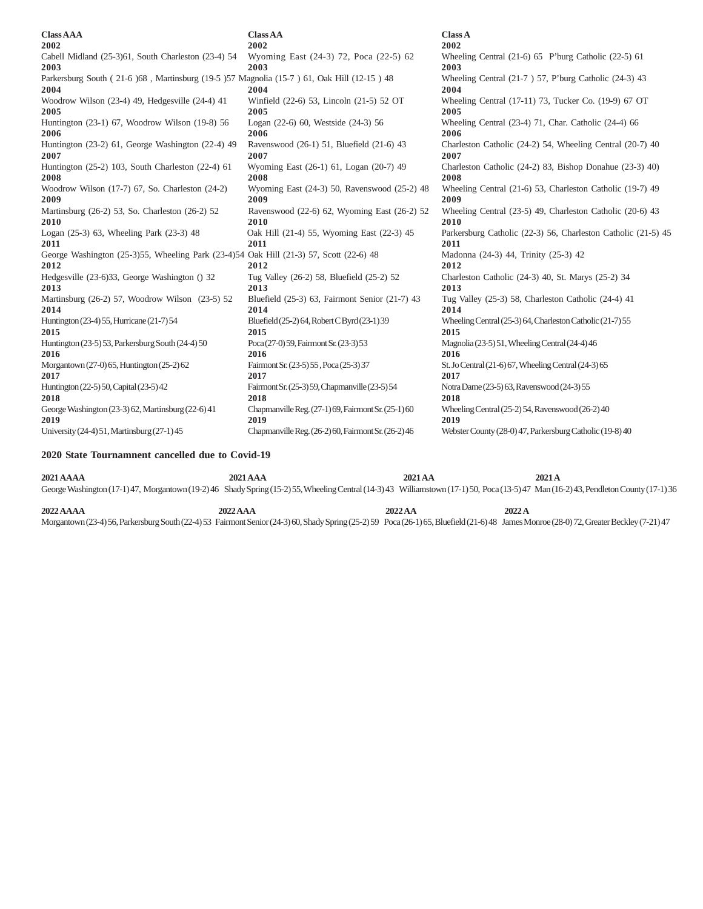**Class AAA**

**2002**
Cabell Midland (25-3)61, South Charleston (23-4) 54
**2003**
Parkersburg South ( 21-6 )68 , Martinsburg (19-5 )57
**2004**
Woodrow Wilson (23-4) 49, Hedgesville (24-4) 41
**2005**
Huntington (23-1) 67, Woodrow Wilson (19-8) 56
**2006**
Huntington (23-2) 61, George Washington (22-4) 49
**2007**
Huntington (25-2) 103, South Charleston (22-4) 61
**2008**
Woodrow Wilson (17-7) 67, So. Charleston (24-2)
**2009**
Martinsburg (26-2) 53, So. Charleston (26-2) 52
**2010**
Logan (25-3) 63, Wheeling Park (23-3) 48
**2011**
George Washington (25-3)55, Wheeling Park (23-4)54
**2012**
Hedgesville (23-6)33, George Washington () 32
**2013**
Martinsburg (26-2) 57, Woodrow Wilson (23-5) 52
**2014**
Huntington (23-4) 55, Hurricane (21-7) 54
**2015**
Huntington (23-5) 53, Parkersburg South (24-4) 50
**2016**
Morgantown (27-0) 65, Huntington (25-2) 62
**2017**
Huntington (22-5) 50, Capital (23-5) 42
**2018**
George Washington (23-3) 62, Martinsburg (22-6) 41
**2019**
University (24-4) 51, Martinsburg (27-1) 45

**Class AA**

**2002**
Wyoming East (24-3) 72, Poca (22-5) 62
**2003**
Magnolia (15-7 ) 61, Oak Hill (12-15 ) 48
**2004**
Winfield (22-6) 53, Lincoln (21-5) 52 OT
**2005**
Logan (22-6) 60, Westside (24-3) 56
**2006**
Ravenswood (26-1) 51, Bluefield (21-6) 43
**2007**
Wyoming East (26-1) 61, Logan (20-7) 49
**2008**
Wyoming East (24-3) 50, Ravenswood (25-2) 48
**2009**
Ravenswood (22-6) 62, Wyoming East (26-2) 52
**2010**
Oak Hill (21-4) 55, Wyoming East (22-3) 45
**2011**
Oak Hill (21-3) 57, Scott (22-6) 48
**2012**
Tug Valley (26-2) 58, Bluefield (25-2) 52
**2013**
Bluefield (25-3) 63, Fairmont Senior (21-7) 43
**2014**
Bluefield (25-2) 64, Robert C Byrd (23-1) 39
**2015**
Poca (27-0) 59, Fairmont Sr. (23-3) 53
**2016**
Fairmont Sr. (23-5) 55 , Poca (25-3) 37
**2017**
Fairmont Sr. (25-3) 59, Chapmanville (23-5) 54
**2018**
Chapmanville Reg. (27-1) 69, Fairmont Sr. (25-1) 60
**2019**
Chapmanville Reg. (26-2) 60, Fairmont Sr. (26-2) 46

**Class A**

**2002**
Wheeling Central (21-6) 65 P'burg Catholic (22-5) 61
**2003**
Wheeling Central (21-7 ) 57, P'burg Catholic (24-3) 43
**2004**
Wheeling Central (17-11) 73, Tucker Co. (19-9) 67 OT
**2005**
Wheeling Central (23-4) 71, Char. Catholic (24-4) 66
**2006**
Charleston Catholic (24-2) 54, Wheeling Central (20-7) 40
**2007**
Charleston Catholic (24-2) 83, Bishop Donahue (23-3) 40)
**2008**
Wheeling Central (21-6) 53, Charleston Catholic (19-7) 49
**2009**
Wheeling Central (23-5) 49, Charleston Catholic (20-6) 43
**2010**
Parkersburg Catholic (22-3) 56, Charleston Catholic (21-5) 45
**2011**
Madonna (24-3) 44, Trinity (25-3) 42
**2012**
Charleston Catholic (24-3) 40, St. Marys (25-2) 34
**2013**
Tug Valley (25-3) 58, Charleston Catholic (24-4) 41
**2014**
Wheeling Central (25-3) 64, Charleston Catholic (21-7) 55
**2015**
Magnolia (23-5) 51, Wheeling Central (24-4) 46
**2016**
St. Jo Central (21-6) 67, Wheeling Central (24-3) 65
**2017**
Notra Dame (23-5) 63, Ravenswood (24-3) 55
**2018**
Wheeling Central (25-2) 54, Ravenswood (26-2) 40
**2019**
Webster County (28-0) 47, Parkersburg Catholic (19-8) 40

**2020 State Tournamnent cancelled due to Covid-19**

**2021 AAAA**
George Washington (17-1) 47, Morgantown (19-2) 46

**2021 AAA**
Shady Spring (15-2) 55, Wheeling Central (14-3) 43

**2021 AA**
Williamstown (17-1) 50, Poca (13-5) 47

**2021 A**
Man (16-2) 43, Pendleton County (17-1) 36

**2022 AAAA**
Morgantown (23-4) 56, Parkersburg South (22-4) 53

**2022 AAA**
Fairmont Senior (24-3) 60, Shady Spring (25-2) 59

**2022 AA**
Poca (26-1) 65, Bluefield (21-6) 48

**2022 A**
James Monroe (28-0) 72, Greater Beckley (7-21) 47